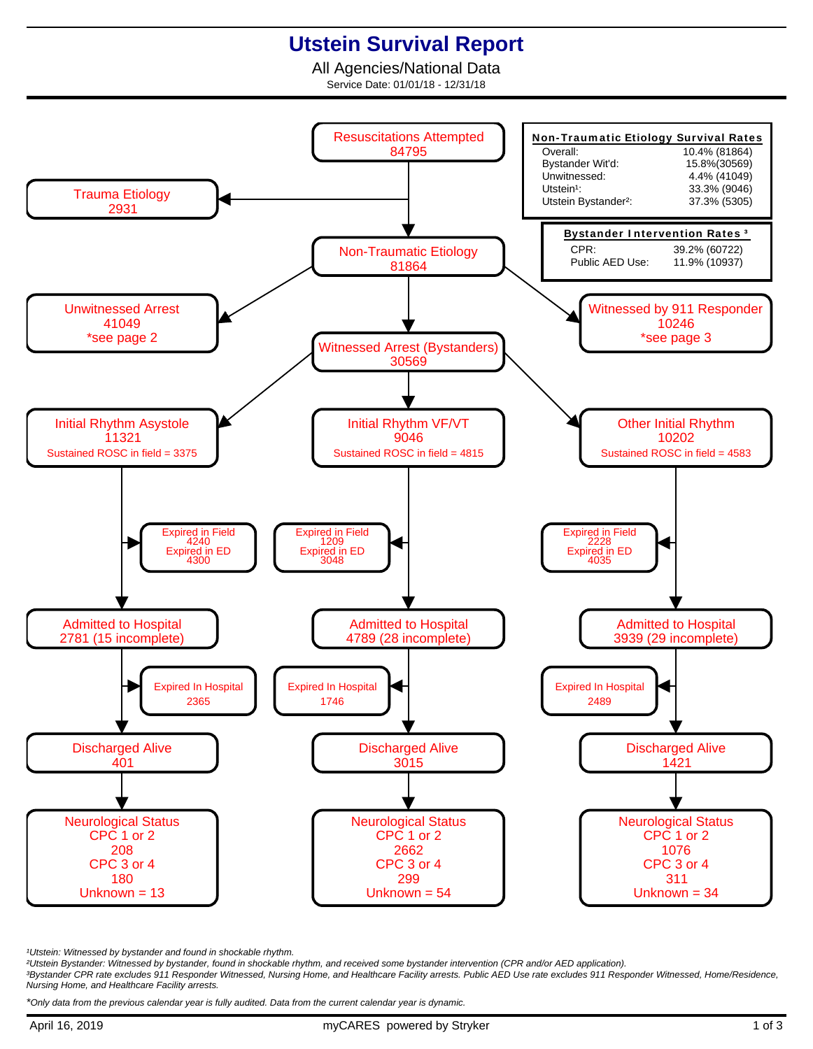# Utstein Survival Report

All Agencies/National Data

Service Date: 01/01/18 - 12/31/18

**Non-Traumatic Etiology Survival Rates**

| | |
|---|---|
| Overall: | 10.4% (81864) |
| Bystander Wit'd: | 15.8%(30569) |
| Unwitnessed: | 4.4% (41049) |
| Utstein[1]: | 33.3% (9046) |
| Utstein Bystander[2]: | 37.3% (5305) |

**Bystander Intervention Rates [3]**

| | |
|---|---|
| CPR: | 39.2% (60722) |
| Public AED Use: | 11.9% (10937) |

**Resuscitations Attempted**: 84795

- **Trauma Etiology**: 2931
- **Non-Traumatic Etiology**: 81864
  - **Unwitnessed Arrest**: 41049 *see page 2
  - **Witnessed by 911 Responder**: 10246 *see page 3
  - **Witnessed Arrest (Bystanders)**: 30569

| | Initial Rhythm Asystole | Initial Rhythm VF/VT | Other Initial Rhythm |
|---|---|---|---|
| Total | 11321 | 9046 | 10202 |
| Sustained ROSC in field | 3375 | 4815 | 4583 |
| Expired in Field | 4240 | 1209 | 2228 |
| Expired in ED | 4300 | 3048 | 4035 |
| Admitted to Hospital | 2781 (15 incomplete) | 4789 (28 incomplete) | 3939 (29 incomplete) |
| Expired In Hospital | 2365 | 1746 | 2489 |
| Discharged Alive | 401 | 3015 | 1421 |
| Neurological Status CPC 1 or 2 | 208 | 2662 | 1076 |
| Neurological Status CPC 3 or 4 | 180 | 299 | 311 |
| Unknown | 13 | 54 | 34 |

[1]*Utstein: Witnessed by bystander and found in shockable rhythm.*

[2]*Utstein Bystander: Witnessed by bystander, found in shockable rhythm, and received some bystander intervention (CPR and/or AED application).*

[3]*Bystander CPR rate excludes 911 Responder Witnessed, Nursing Home, and Healthcare Facility arrests. Public AED Use rate excludes 911 Responder Witnessed, Home/Residence, Nursing Home, and Healthcare Facility arrests.*

**Only data from the previous calendar year is fully audited. Data from the current calendar year is dynamic.*

April 16, 2019 — myCARES powered by Stryker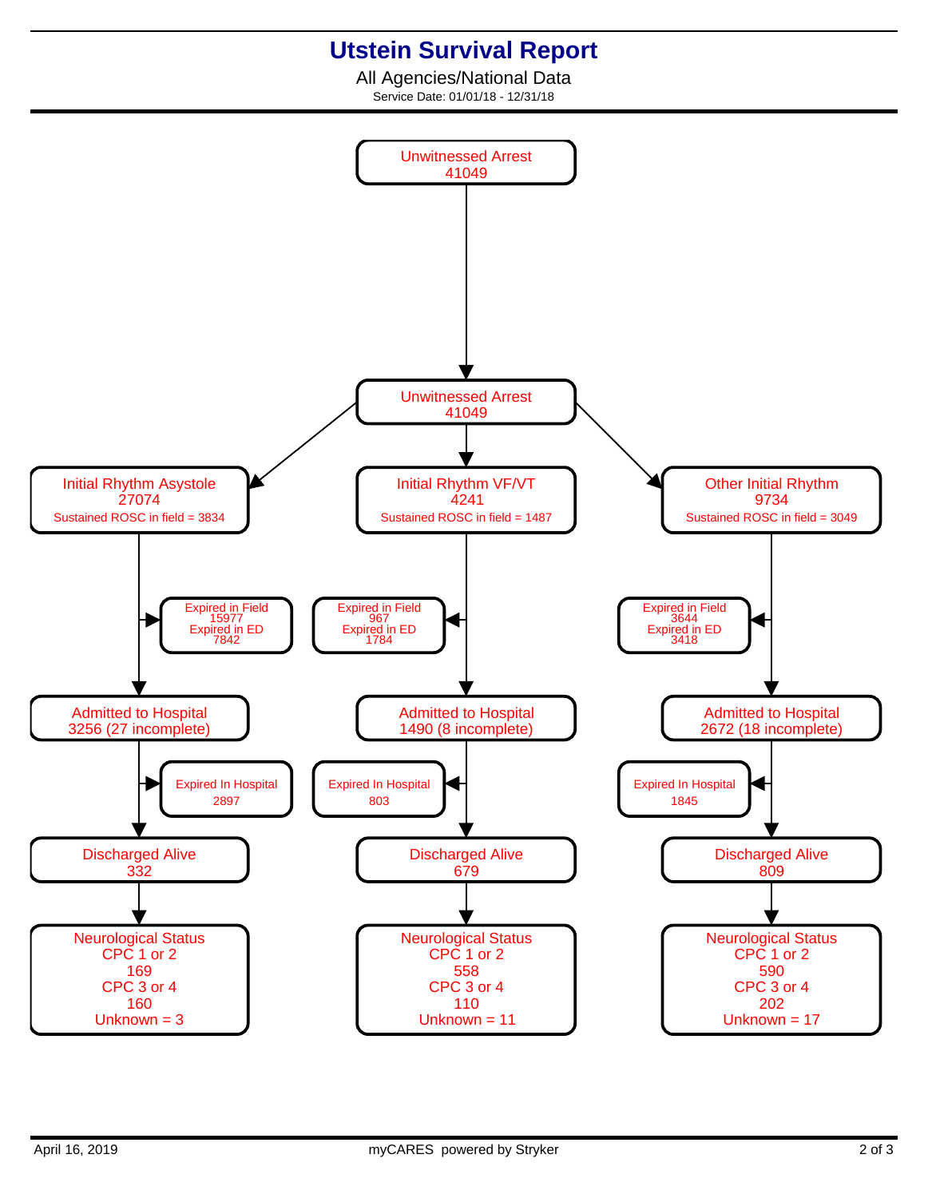# Utstein Survival Report

All Agencies/National Data

Service Date: 01/01/18 - 12/31/18

**Unwitnessed Arrest**
41049

↓

**Unwitnessed Arrest**
41049

| Initial Rhythm Asystole | Initial Rhythm VF/VT | Other Initial Rhythm |
|---|---|---|
| 27074 | 4241 | 9734 |
| Sustained ROSC in field = 3834 | Sustained ROSC in field = 1487 | Sustained ROSC in field = 3049 |
| Expired in Field 15977 | Expired in Field 967 | Expired in Field 3644 |
| Expired in ED 7842 | Expired in ED 1784 | Expired in ED 3418 |
| **Admitted to Hospital** 3256 (27 incomplete) | **Admitted to Hospital** 1490 (8 incomplete) | **Admitted to Hospital** 2672 (18 incomplete) |
| Expired In Hospital 2897 | Expired In Hospital 803 | Expired In Hospital 1845 |
| **Discharged Alive** 332 | **Discharged Alive** 679 | **Discharged Alive** 809 |
| **Neurological Status** | **Neurological Status** | **Neurological Status** |
| CPC 1 or 2: 169 | CPC 1 or 2: 558 | CPC 1 or 2: 590 |
| CPC 3 or 4: 160 | CPC 3 or 4: 110 | CPC 3 or 4: 202 |
| Unknown = 3 | Unknown = 11 | Unknown = 17 |

April 16, 2019

myCARES powered by Stryker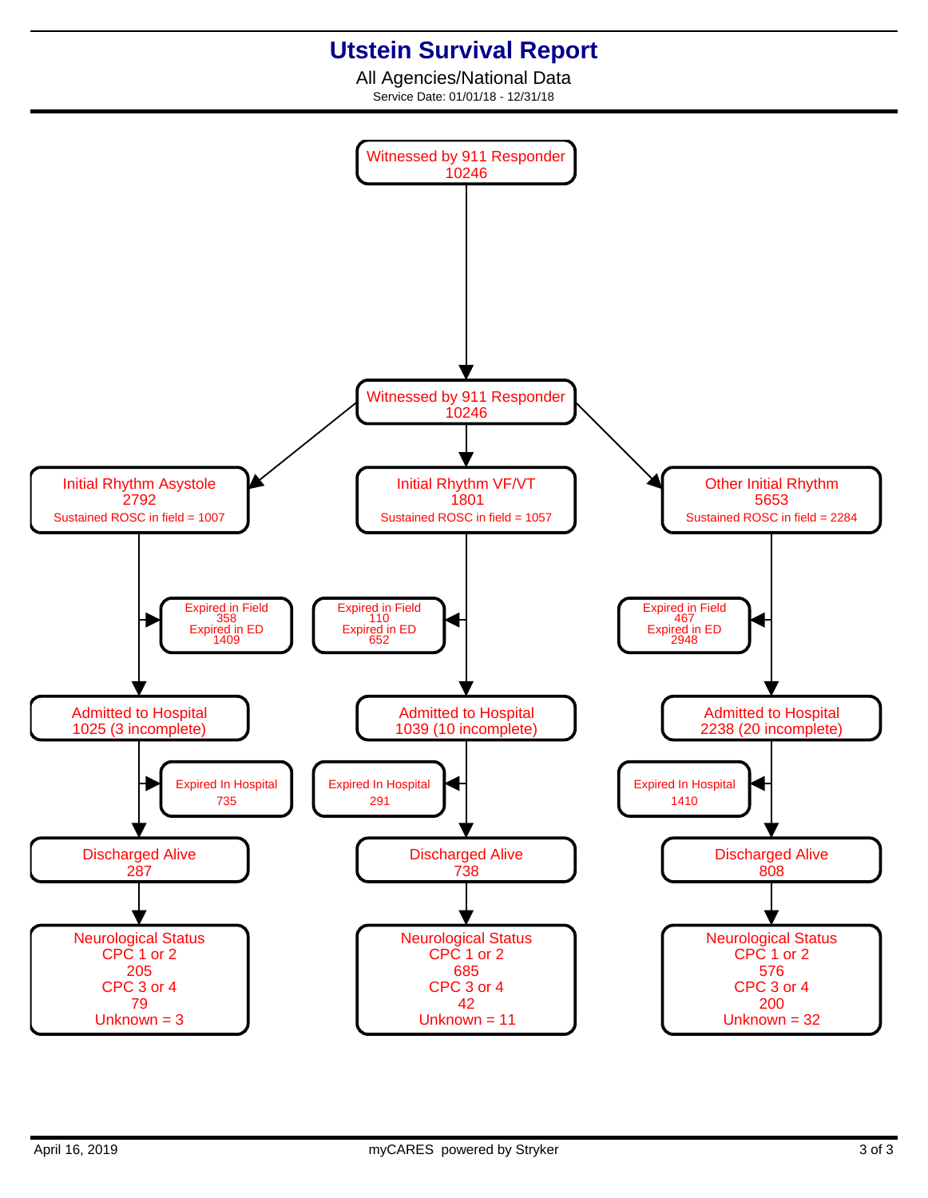# Utstein Survival Report

All Agencies/National Data

Service Date: 01/01/18 - 12/31/18

Witnessed by 911 Responder
10246

Witnessed by 911 Responder
10246

Initial Rhythm Asystole
2792
Sustained ROSC in field = 1007

Initial Rhythm VF/VT
1801
Sustained ROSC in field = 1057

Other Initial Rhythm
5653
Sustained ROSC in field = 2284

Expired in Field
358
Expired in ED
1409

Expired in Field
110
Expired in ED
652

Expired in Field
467
Expired in ED
2948

Admitted to Hospital
1025 (3 incomplete)

Admitted to Hospital
1039 (10 incomplete)

Admitted to Hospital
2238 (20 incomplete)

Expired In Hospital
735

Expired In Hospital
291

Expired In Hospital
1410

Discharged Alive
287

Discharged Alive
738

Discharged Alive
808

Neurological Status
CPC 1 or 2
205
CPC 3 or 4
79
Unknown = 3

Neurological Status
CPC 1 or 2
685
CPC 3 or 4
42
Unknown = 11

Neurological Status
CPC 1 or 2
576
CPC 3 or 4
200
Unknown = 32

April 16, 2019 myCARES powered by Stryker